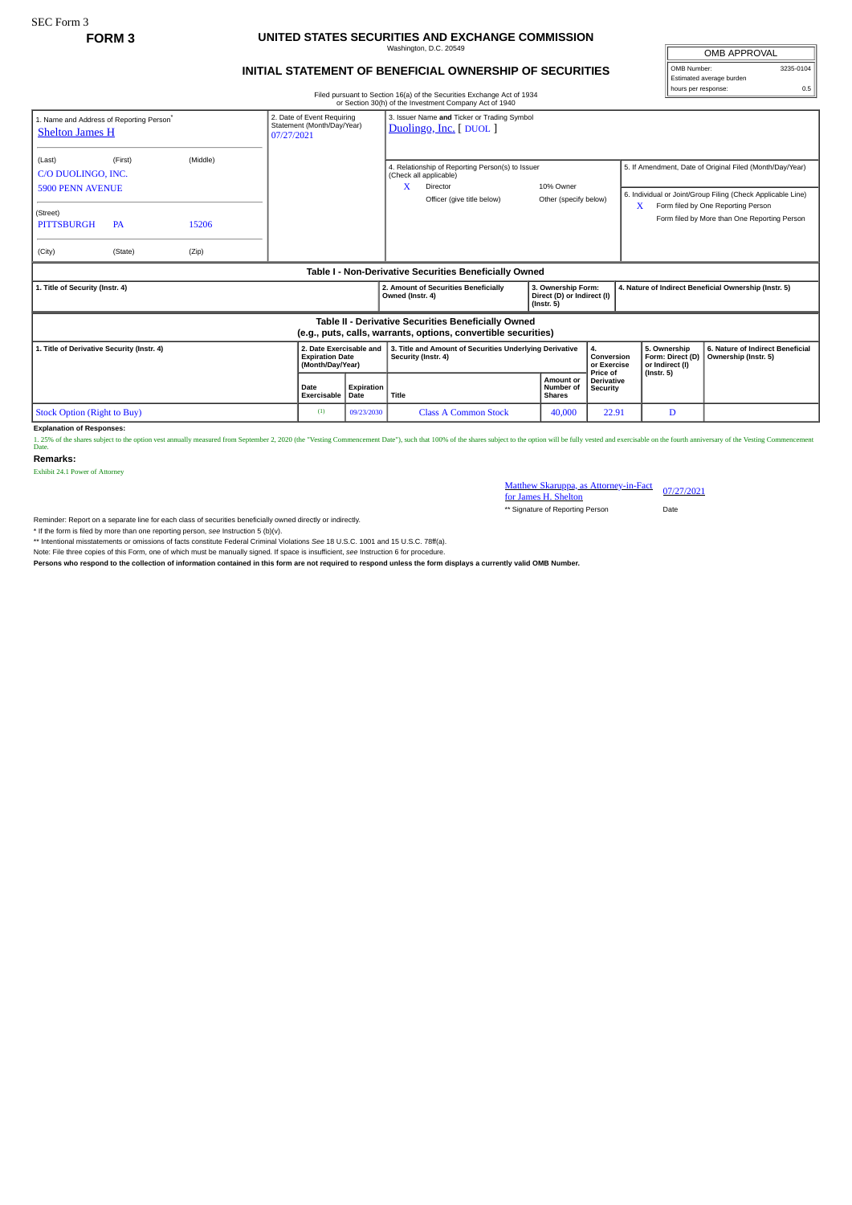SEC Form 3

**FORM 3**

# UNITED STATES SECURITIES AND EXCHANGE COMMISSION

Washington, D.C. 20549

## INITIAL STATEMENT OF BENEFICIAL OWNERSHIP OF SECURITIES

Filed pursuant to Section 16(a) of the Securities Exchange Act of 1934 or Section 30(h) of the Investment Company Act of 1940

| OMB APPROVAL | |
|---|---|
| OMB Number: | 3235-0104 |
| Estimated average burden hours per response: | 0.5 |

1. Name and Address of Reporting Person*
Shelton James H

(Last) (First) (Middle)
C/O DUOLINGO, INC.
5900 PENN AVENUE

(Street)
PITTSBURGH PA 15206

(City) (State) (Zip)

2. Date of Event Requiring Statement (Month/Day/Year)
07/27/2021

3. Issuer Name **and** Ticker or Trading Symbol
Duolingo, Inc. [ DUOL ]

4. Relationship of Reporting Person(s) to Issuer (Check all applicable)
X Director
10% Owner
Officer (give title below)
Other (specify below)

5. If Amendment, Date of Original Filed (Month/Day/Year)

6. Individual or Joint/Group Filing (Check Applicable Line)
X Form filed by One Reporting Person
Form filed by More than One Reporting Person

**Table I - Non-Derivative Securities Beneficially Owned**

| 1. Title of Security (Instr. 4) | 2. Amount of Securities Beneficially Owned (Instr. 4) | 3. Ownership Form: Direct (D) or Indirect (I) (Instr. 5) | 4. Nature of Indirect Beneficial Ownership (Instr. 5) |
|---|---|---|---|

**Table II - Derivative Securities Beneficially Owned (e.g., puts, calls, warrants, options, convertible securities)**

| 1. Title of Derivative Security (Instr. 4) | 2. Date Exercisable and Expiration Date (Month/Day/Year) | | 3. Title and Amount of Securities Underlying Derivative Security (Instr. 4) | | 4. Conversion or Exercise Price of Derivative Security | 5. Ownership Form: Direct (D) or Indirect (I) (Instr. 5) | 6. Nature of Indirect Beneficial Ownership (Instr. 5) |
|---|---|---|---|---|---|---|---|
| | Date Exercisable | Expiration Date | Title | Amount or Number of Shares | | | |
| Stock Option (Right to Buy) | (1) | 09/23/2030 | Class A Common Stock | 40,000 | 22.91 | D | |

**Explanation of Responses:**

1. 25% of the shares subject to the option vest annually measured from September 2, 2020 (the "Vesting Commencement Date"), such that 100% of the shares subject to the option will be fully vested and exercisable on the fourth anniversary of the Vesting Commencement Date.

**Remarks:**

Exhibit 24.1 Power of Attorney

Matthew Skaruppa, as Attorney-in-Fact for James H. Shelton 07/27/2021

** Signature of Reporting Person Date

Reminder: Report on a separate line for each class of securities beneficially owned directly or indirectly.

* If the form is filed by more than one reporting person, *see* Instruction 5 (b)(v).

** Intentional misstatements or omissions of facts constitute Federal Criminal Violations *See* 18 U.S.C. 1001 and 15 U.S.C. 78ff(a).

Note: File three copies of this Form, one of which must be manually signed. If space is insufficient, *see* Instruction 6 for procedure.

**Persons who respond to the collection of information contained in this form are not required to respond unless the form displays a currently valid OMB Number.**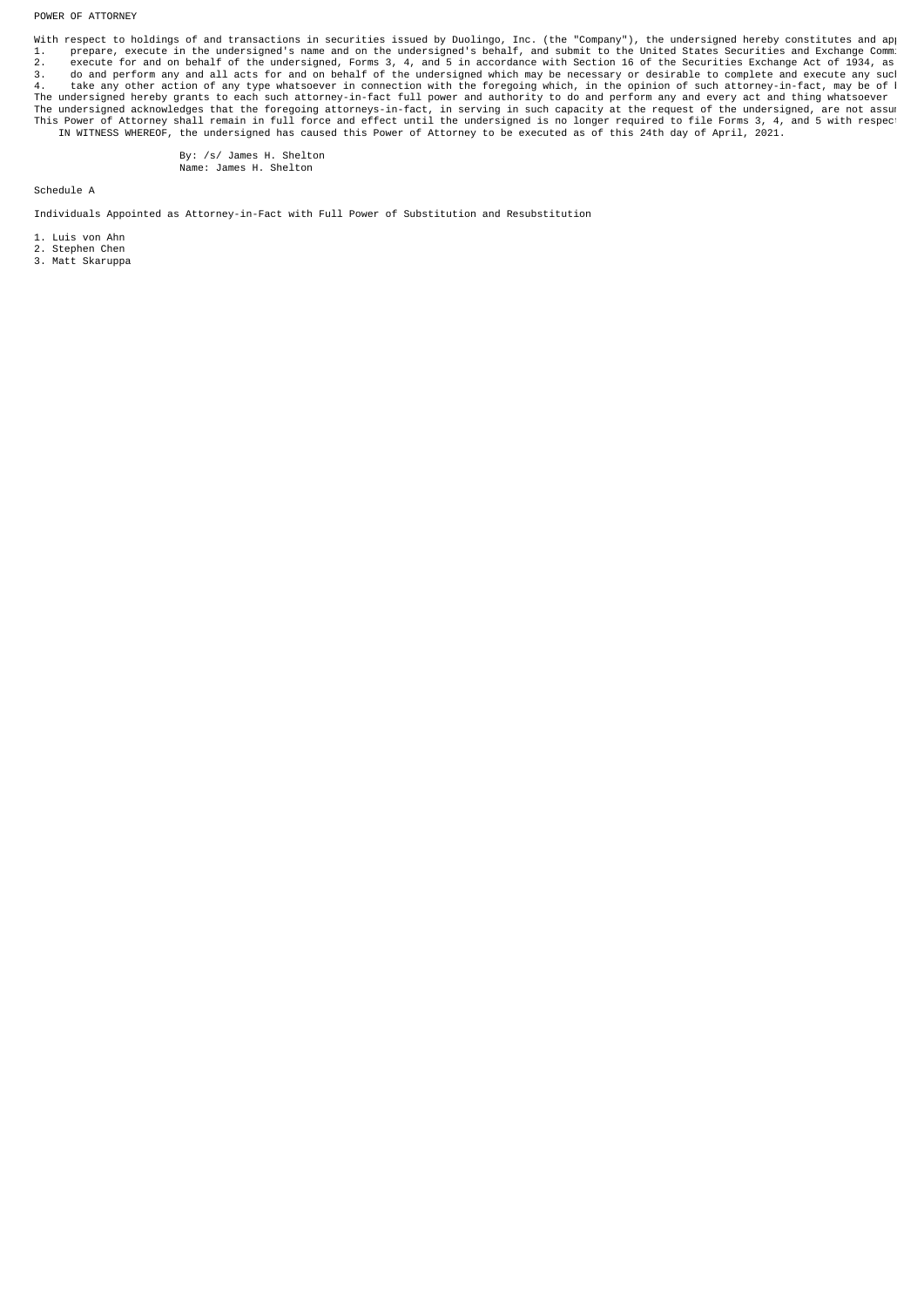POWER OF ATTORNEY

With respect to holdings of and transactions in securities issued by Duolingo, Inc. (the "Company"), the undersigned hereby constitutes and ap

1. prepare, execute in the undersigned's name and on the undersigned's behalf, and submit to the United States Securities and Exchange Comm
2. execute for and on behalf of the undersigned, Forms 3, 4, and 5 in accordance with Section 16 of the Securities Exchange Act of 1934, as
3. do and perform any and all acts for and on behalf of the undersigned which may be necessary or desirable to complete and execute any suc
4. take any other action of any type whatsoever in connection with the foregoing which, in the opinion of such attorney-in-fact, may be of

The undersigned hereby grants to each such attorney-in-fact full power and authority to do and perform any and every act and thing whatsoever

The undersigned acknowledges that the foregoing attorneys-in-fact, in serving in such capacity at the request of the undersigned, are not assu

This Power of Attorney shall remain in full force and effect until the undersigned is no longer required to file Forms 3, 4, and 5 with respec

IN WITNESS WHEREOF, the undersigned has caused this Power of Attorney to be executed as of this 24th day of April, 2021.

By: /s/ James H. Shelton
Name: James H. Shelton

Schedule A

Individuals Appointed as Attorney-in-Fact with Full Power of Substitution and Resubstitution

1. Luis von Ahn
2. Stephen Chen
3. Matt Skaruppa